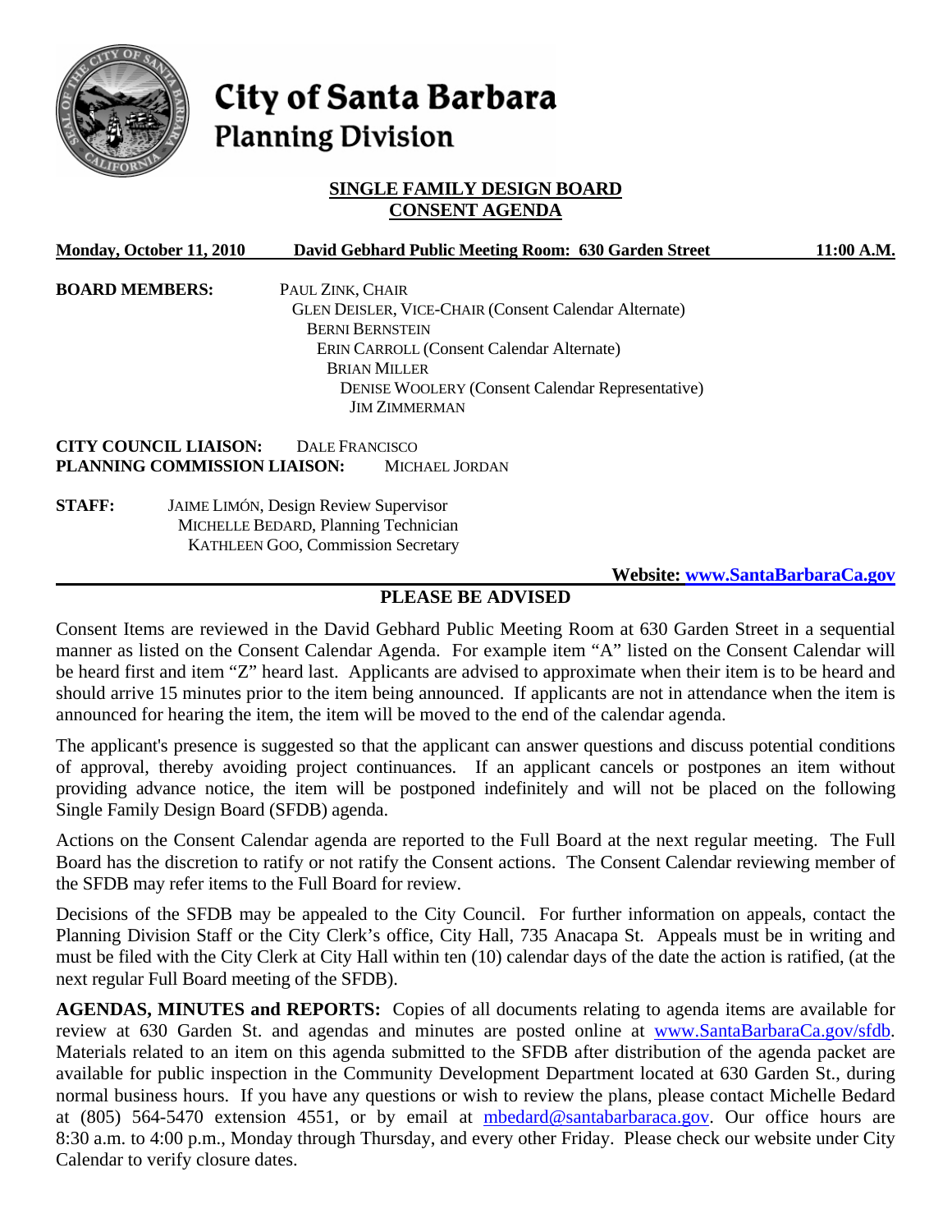# City of Santa Barbara
## Planning Division

**SINGLE FAMILY DESIGN BOARD**
**CONSENT AGENDA**

**Monday, October 11, 2010** **David Gebhard Public Meeting Room: 630 Garden Street** **11:00 A.M.**

**BOARD MEMBERS:**
PAUL ZINK, CHAIR
GLEN DEISLER, VICE-CHAIR (Consent Calendar Alternate)
BERNI BERNSTEIN
ERIN CARROLL (Consent Calendar Alternate)
BRIAN MILLER
DENISE WOOLERY (Consent Calendar Representative)
JIM ZIMMERMAN

**CITY COUNCIL LIAISON:** DALE FRANCISCO
**PLANNING COMMISSION LIAISON:** MICHAEL JORDAN

**STAFF:**
JAIME LIMÓN, Design Review Supervisor
MICHELLE BEDARD, Planning Technician
KATHLEEN GOO, Commission Secretary

**Website: www.SantaBarbaraCa.gov**

**PLEASE BE ADVISED**

Consent Items are reviewed in the David Gebhard Public Meeting Room at 630 Garden Street in a sequential manner as listed on the Consent Calendar Agenda. For example item "A" listed on the Consent Calendar will be heard first and item "Z" heard last. Applicants are advised to approximate when their item is to be heard and should arrive 15 minutes prior to the item being announced. If applicants are not in attendance when the item is announced for hearing the item, the item will be moved to the end of the calendar agenda.

The applicant's presence is suggested so that the applicant can answer questions and discuss potential conditions of approval, thereby avoiding project continuances. If an applicant cancels or postpones an item without providing advance notice, the item will be postponed indefinitely and will not be placed on the following Single Family Design Board (SFDB) agenda.

Actions on the Consent Calendar agenda are reported to the Full Board at the next regular meeting. The Full Board has the discretion to ratify or not ratify the Consent actions. The Consent Calendar reviewing member of the SFDB may refer items to the Full Board for review.

Decisions of the SFDB may be appealed to the City Council. For further information on appeals, contact the Planning Division Staff or the City Clerk's office, City Hall, 735 Anacapa St. Appeals must be in writing and must be filed with the City Clerk at City Hall within ten (10) calendar days of the date the action is ratified, (at the next regular Full Board meeting of the SFDB).

**AGENDAS, MINUTES and REPORTS:** Copies of all documents relating to agenda items are available for review at 630 Garden St. and agendas and minutes are posted online at www.SantaBarbaraCa.gov/sfdb. Materials related to an item on this agenda submitted to the SFDB after distribution of the agenda packet are available for public inspection in the Community Development Department located at 630 Garden St., during normal business hours. If you have any questions or wish to review the plans, please contact Michelle Bedard at (805) 564-5470 extension 4551, or by email at mbedard@santabarbaraca.gov. Our office hours are 8:30 a.m. to 4:00 p.m., Monday through Thursday, and every other Friday. Please check our website under City Calendar to verify closure dates.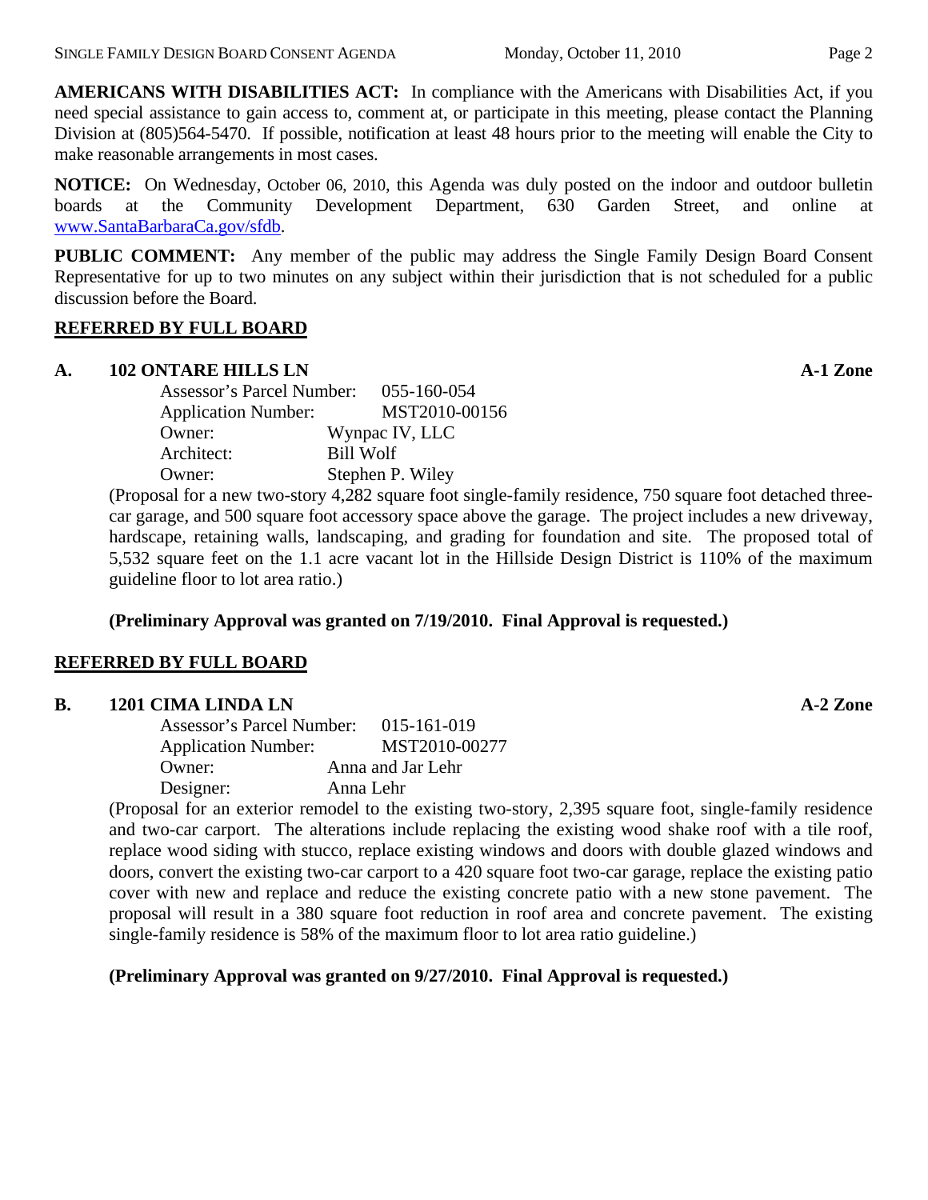**AMERICANS WITH DISABILITIES ACT:** In compliance with the Americans with Disabilities Act, if you need special assistance to gain access to, comment at, or participate in this meeting, please contact the Planning Division at (805)564-5470. If possible, notification at least 48 hours prior to the meeting will enable the City to make reasonable arrangements in most cases.

**NOTICE:** On Wednesday, October 06, 2010, this Agenda was duly posted on the indoor and outdoor bulletin boards at the Community Development Department, 630 Garden Street, and online at www.SantaBarbaraCa.gov/sfdb.

**PUBLIC COMMENT:** Any member of the public may address the Single Family Design Board Consent Representative for up to two minutes on any subject within their jurisdiction that is not scheduled for a public discussion before the Board.

## REFERRED BY FULL BOARD

### A. 102 ONTARE HILLS LN — A-1 Zone

Assessor's Parcel Number: 055-160-054
Application Number: MST2010-00156
Owner: Wynpac IV, LLC
Architect: Bill Wolf
Owner: Stephen P. Wiley

(Proposal for a new two-story 4,282 square foot single-family residence, 750 square foot detached three-car garage, and 500 square foot accessory space above the garage. The project includes a new driveway, hardscape, retaining walls, landscaping, and grading for foundation and site. The proposed total of 5,532 square feet on the 1.1 acre vacant lot in the Hillside Design District is 110% of the maximum guideline floor to lot area ratio.)

**(Preliminary Approval was granted on 7/19/2010. Final Approval is requested.)**

## REFERRED BY FULL BOARD

### B. 1201 CIMA LINDA LN — A-2 Zone

Assessor's Parcel Number: 015-161-019
Application Number: MST2010-00277
Owner: Anna and Jar Lehr
Designer: Anna Lehr

(Proposal for an exterior remodel to the existing two-story, 2,395 square foot, single-family residence and two-car carport. The alterations include replacing the existing wood shake roof with a tile roof, replace wood siding with stucco, replace existing windows and doors with double glazed windows and doors, convert the existing two-car carport to a 420 square foot two-car garage, replace the existing patio cover with new and replace and reduce the existing concrete patio with a new stone pavement. The proposal will result in a 380 square foot reduction in roof area and concrete pavement. The existing single-family residence is 58% of the maximum floor to lot area ratio guideline.)

**(Preliminary Approval was granted on 9/27/2010. Final Approval is requested.)**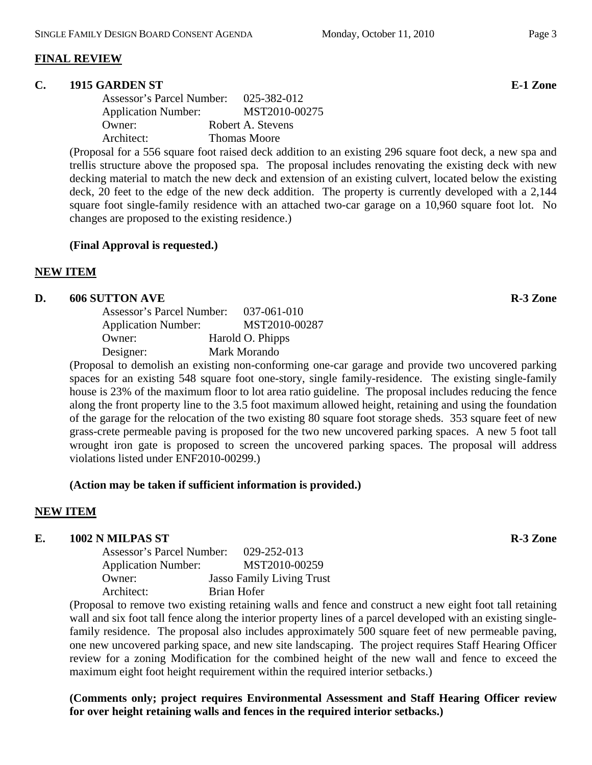**FINAL REVIEW**

**C. 1915 GARDEN ST** **E-1 Zone**

Assessor's Parcel Number: 025-382-012
Application Number: MST2010-00275
Owner: Robert A. Stevens
Architect: Thomas Moore

(Proposal for a 556 square foot raised deck addition to an existing 296 square foot deck, a new spa and trellis structure above the proposed spa. The proposal includes renovating the existing deck with new decking material to match the new deck and extension of an existing culvert, located below the existing deck, 20 feet to the edge of the new deck addition. The property is currently developed with a 2,144 square foot single-family residence with an attached two-car garage on a 10,960 square foot lot. No changes are proposed to the existing residence.)

**(Final Approval is requested.)**

**NEW ITEM**

**D. 606 SUTTON AVE** **R-3 Zone**

Assessor's Parcel Number: 037-061-010
Application Number: MST2010-00287
Owner: Harold O. Phipps
Designer: Mark Morando

(Proposal to demolish an existing non-conforming one-car garage and provide two uncovered parking spaces for an existing 548 square foot one-story, single family-residence. The existing single-family house is 23% of the maximum floor to lot area ratio guideline. The proposal includes reducing the fence along the front property line to the 3.5 foot maximum allowed height, retaining and using the foundation of the garage for the relocation of the two existing 80 square foot storage sheds. 353 square feet of new grass-crete permeable paving is proposed for the two new uncovered parking spaces. A new 5 foot tall wrought iron gate is proposed to screen the uncovered parking spaces. The proposal will address violations listed under ENF2010-00299.)

**(Action may be taken if sufficient information is provided.)**

**NEW ITEM**

**E. 1002 N MILPAS ST** **R-3 Zone**

Assessor's Parcel Number: 029-252-013
Application Number: MST2010-00259
Owner: Jasso Family Living Trust
Architect: Brian Hofer

(Proposal to remove two existing retaining walls and fence and construct a new eight foot tall retaining wall and six foot tall fence along the interior property lines of a parcel developed with an existing single-family residence. The proposal also includes approximately 500 square feet of new permeable paving, one new uncovered parking space, and new site landscaping. The project requires Staff Hearing Officer review for a zoning Modification for the combined height of the new wall and fence to exceed the maximum eight foot height requirement within the required interior setbacks.)

**(Comments only; project requires Environmental Assessment and Staff Hearing Officer review for over height retaining walls and fences in the required interior setbacks.)**